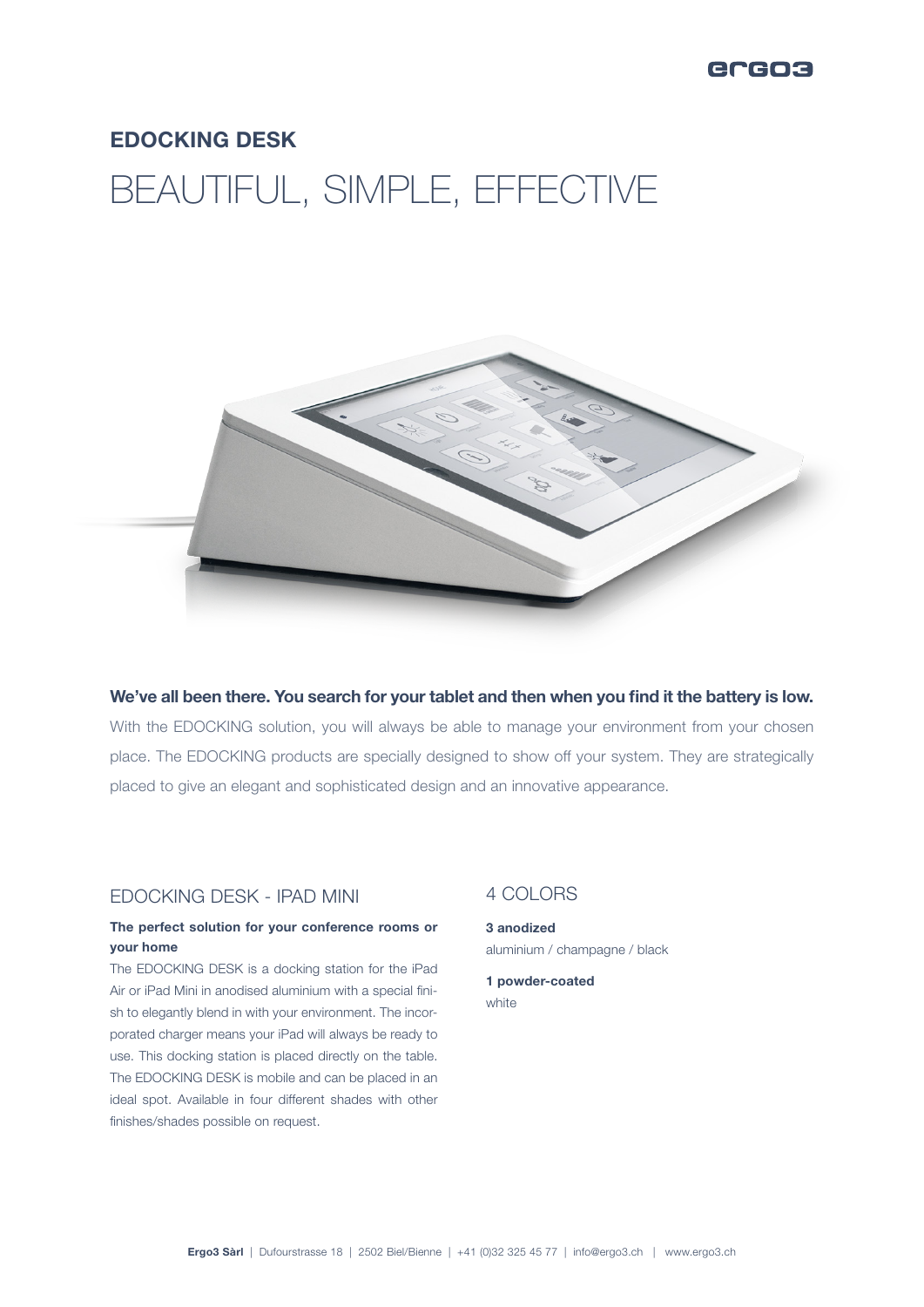# EDOCKING DESK

## BEAUTIFUL, SIMPLE, EFFECTIVE

**We've all been there. You search for your tablet and then when you find it the battery is low.**

With the EDOCKING solution, you will always be able to manage your environment from your chosen place. The EDOCKING products are specially designed to show off your system. They are strategically placed to give an elegant and sophisticated design and an innovative appearance.

### EDOCKING DESK - IPAD MINI

**The perfect solution for your conference rooms or your home**

The EDOCKING DESK is a docking station for the iPad Air or iPad Mini in anodised aluminium with a special finish to elegantly blend in with your environment. The incorporated charger means your iPad will always be ready to use. This docking station is placed directly on the table. The EDOCKING DESK is mobile and can be placed in an ideal spot. Available in four different shades with other finishes/shades possible on request.

### 4 COLORS

**3 anodized**
aluminium / champagne / black

**1 powder-coated**
white

**Ergo3 Sàrl** | Dufourstrasse 18 | 2502 Biel/Bienne | +41 (0)32 325 45 77 | info@ergo3.ch | www.ergo3.ch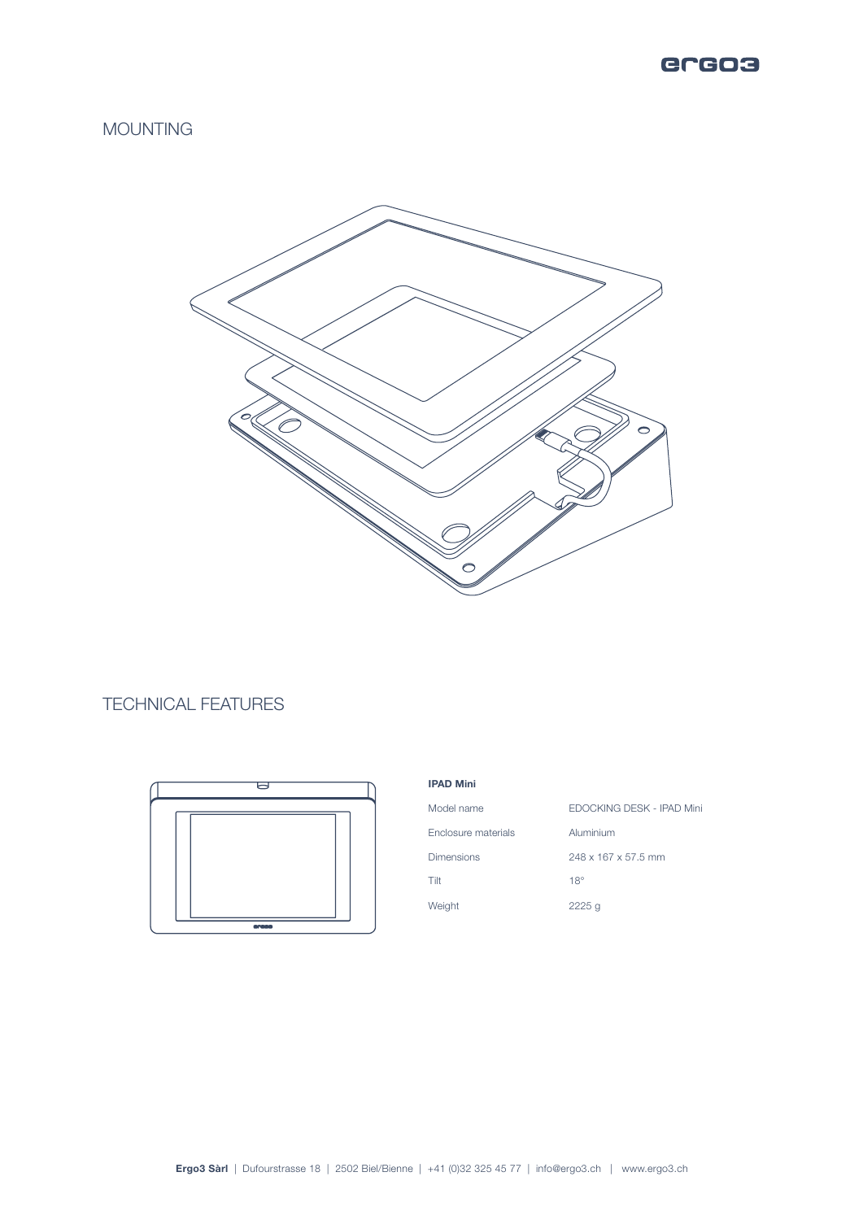## MOUNTING

## TECHNICAL FEATURES

**IPAD Mini**

| | |
|---|---|
| Model name | EDOCKING DESK - IPAD Mini |
| Enclosure materials | Aluminium |
| Dimensions | 248 x 167 x 57.5 mm |
| Tilt | 18° |
| Weight | 2225 g |

**Ergo3 Sàrl** | Dufourstrasse 18 | 2502 Biel/Bienne | +41 (0)32 325 45 77 | info@ergo3.ch | www.ergo3.ch